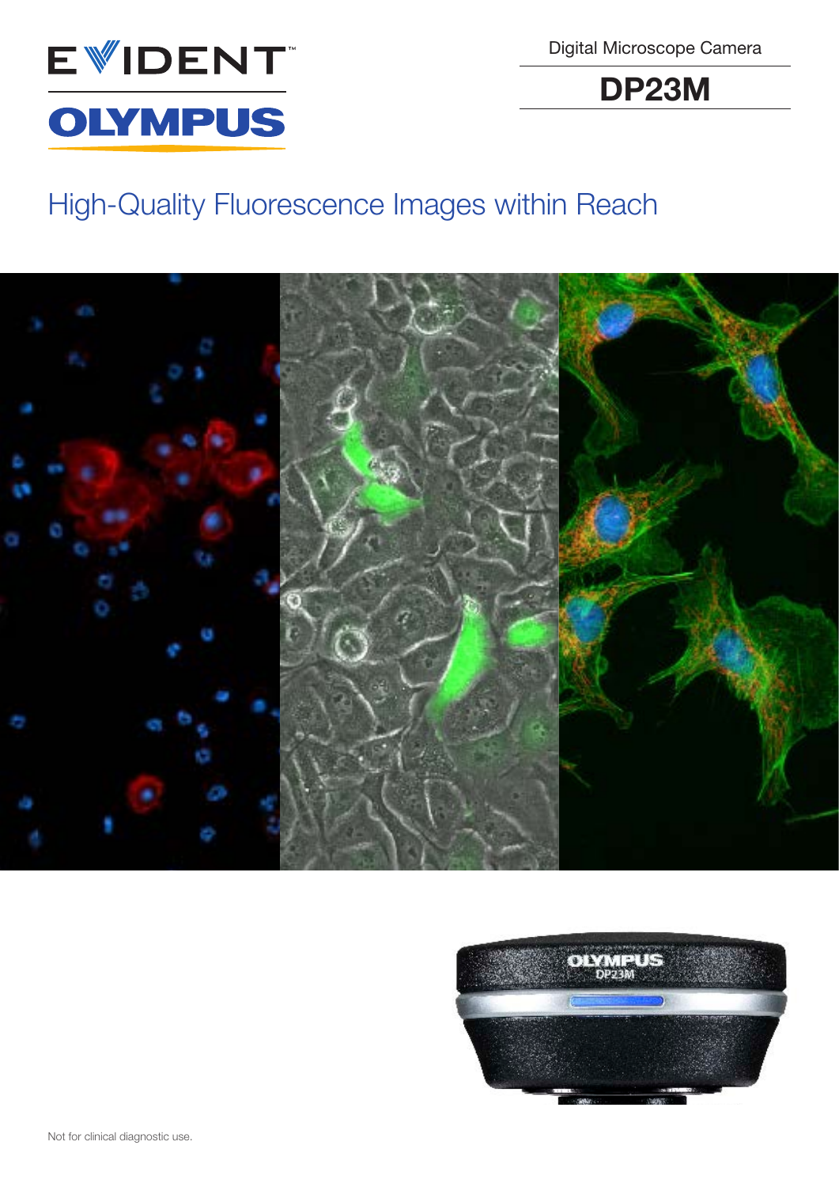EVIDENT

OLYMPUS

Digital Microscope Camera

# DP23M

## High-Quality Fluorescence Images within Reach

Not for clinical diagnostic use.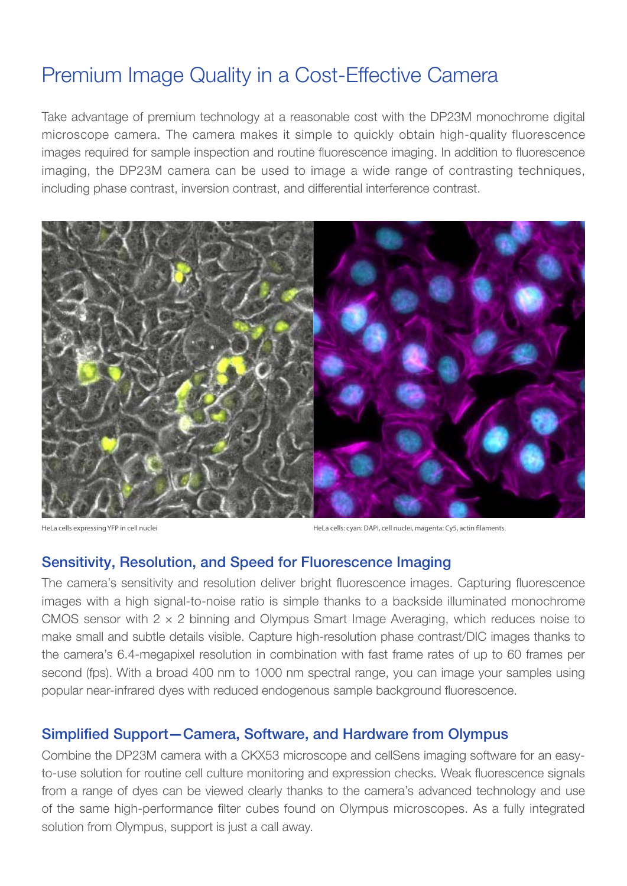# Premium Image Quality in a Cost-Effective Camera

Take advantage of premium technology at a reasonable cost with the DP23M monochrome digital microscope camera. The camera makes it simple to quickly obtain high-quality fluorescence images required for sample inspection and routine fluorescence imaging. In addition to fluorescence imaging, the DP23M camera can be used to image a wide range of contrasting techniques, including phase contrast, inversion contrast, and differential interference contrast.

HeLa cells expressing YFP in cell nuclei

HeLa cells: cyan: DAPI, cell nuclei, magenta: Cy5, actin filaments.

## Sensitivity, Resolution, and Speed for Fluorescence Imaging

The camera's sensitivity and resolution deliver bright fluorescence images. Capturing fluorescence images with a high signal-to-noise ratio is simple thanks to a backside illuminated monochrome CMOS sensor with $2 \times 2$ binning and Olympus Smart Image Averaging, which reduces noise to make small and subtle details visible. Capture high-resolution phase contrast/DIC images thanks to the camera's 6.4-megapixel resolution in combination with fast frame rates of up to 60 frames per second (fps). With a broad 400 nm to 1000 nm spectral range, you can image your samples using popular near-infrared dyes with reduced endogenous sample background fluorescence.

## Simplified Support—Camera, Software, and Hardware from Olympus

Combine the DP23M camera with a CKX53 microscope and cellSens imaging software for an easy-to-use solution for routine cell culture monitoring and expression checks. Weak fluorescence signals from a range of dyes can be viewed clearly thanks to the camera's advanced technology and use of the same high-performance filter cubes found on Olympus microscopes. As a fully integrated solution from Olympus, support is just a call away.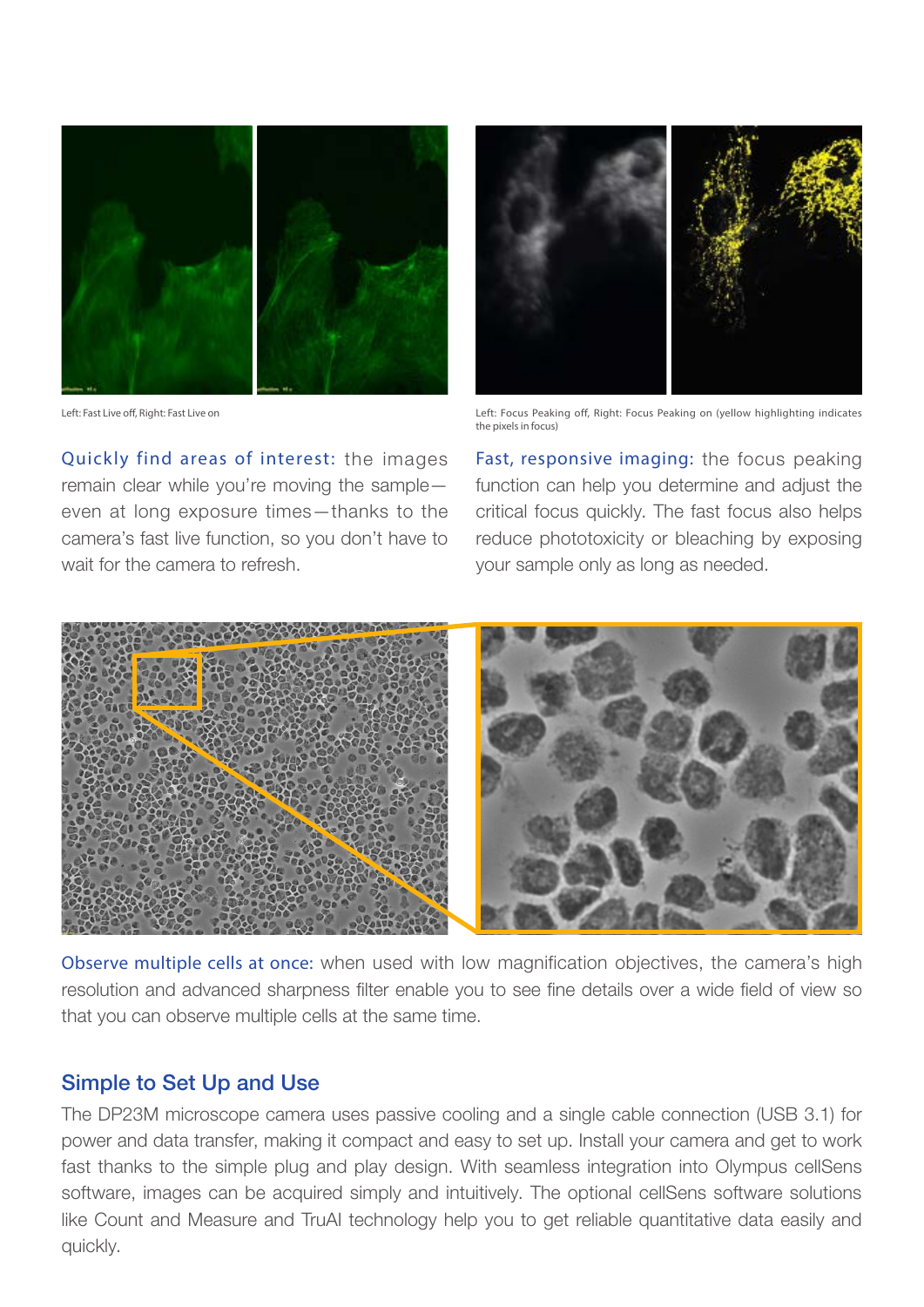Left: Fast Live off, Right: Fast Live on

Left: Focus Peaking off, Right: Focus Peaking on (yellow highlighting indicates the pixels in focus)

Quickly find areas of interest: the images remain clear while you're moving the sample—even at long exposure times—thanks to the camera's fast live function, so you don't have to wait for the camera to refresh.

Fast, responsive imaging: the focus peaking function can help you determine and adjust the critical focus quickly. The fast focus also helps reduce phototoxicity or bleaching by exposing your sample only as long as needed.

Observe multiple cells at once: when used with low magnification objectives, the camera's high resolution and advanced sharpness filter enable you to see fine details over a wide field of view so that you can observe multiple cells at the same time.

## Simple to Set Up and Use

The DP23M microscope camera uses passive cooling and a single cable connection (USB 3.1) for power and data transfer, making it compact and easy to set up. Install your camera and get to work fast thanks to the simple plug and play design. With seamless integration into Olympus cellSens software, images can be acquired simply and intuitively. The optional cellSens software solutions like Count and Measure and TruAI technology help you to get reliable quantitative data easily and quickly.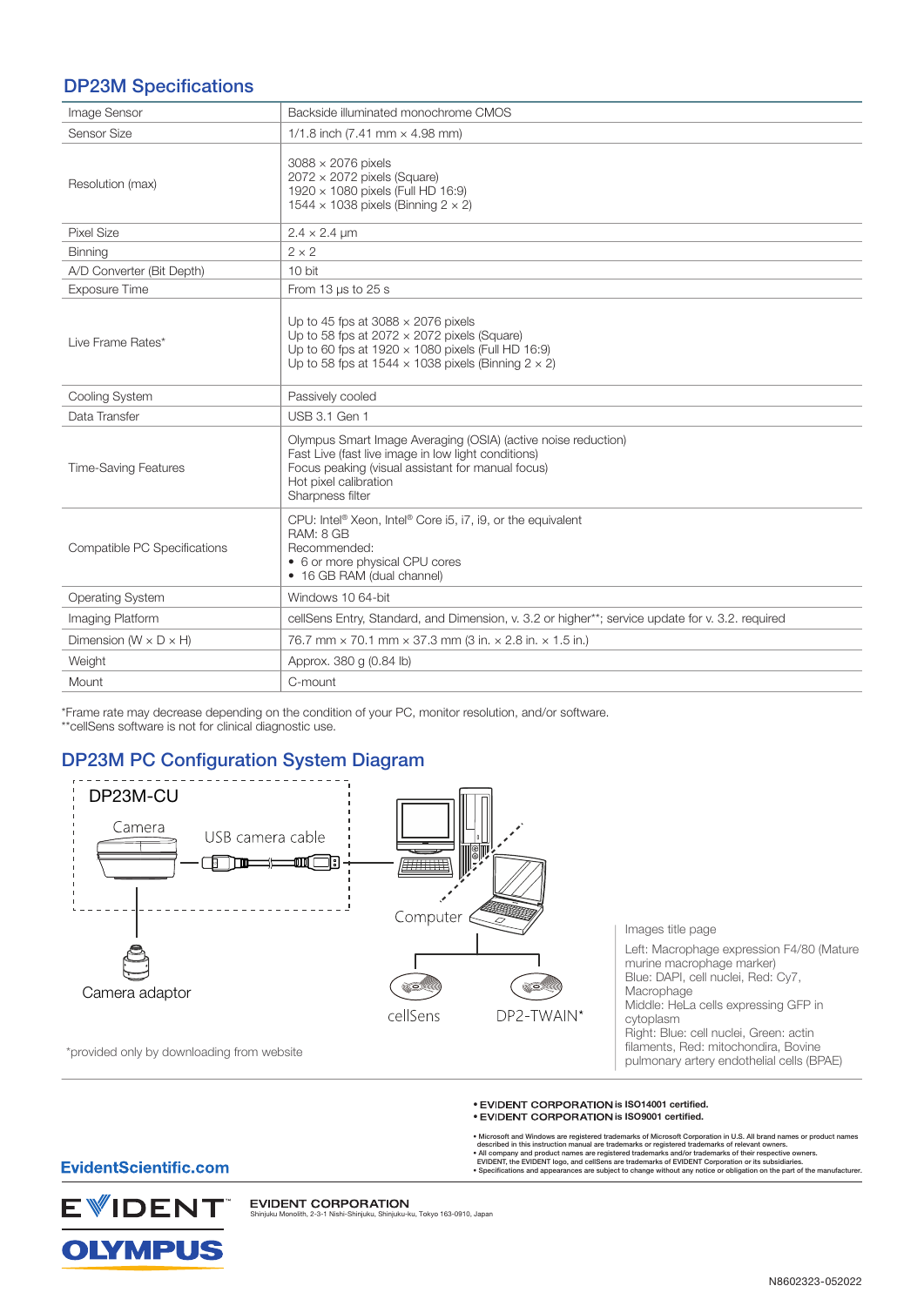## DP23M Specifications

| | |
|---|---|
| Image Sensor | Backside illuminated monochrome CMOS |
| Sensor Size | 1/1.8 inch (7.41 mm × 4.98 mm) |
| Resolution (max) | 3088 × 2076 pixels<br>2072 × 2072 pixels (Square)<br>1920 × 1080 pixels (Full HD 16:9)<br>1544 × 1038 pixels (Binning 2 × 2) |
| Pixel Size | 2.4 × 2.4 µm |
| Binning | 2 × 2 |
| A/D Converter (Bit Depth) | 10 bit |
| Exposure Time | From 13 µs to 25 s |
| Live Frame Rates* | Up to 45 fps at 3088 × 2076 pixels<br>Up to 58 fps at 2072 × 2072 pixels (Square)<br>Up to 60 fps at 1920 × 1080 pixels (Full HD 16:9)<br>Up to 58 fps at 1544 × 1038 pixels (Binning 2 × 2) |
| Cooling System | Passively cooled |
| Data Transfer | USB 3.1 Gen 1 |
| Time-Saving Features | Olympus Smart Image Averaging (OSIA) (active noise reduction)<br>Fast Live (fast live image in low light conditions)<br>Focus peaking (visual assistant for manual focus)<br>Hot pixel calibration<br>Sharpness filter |
| Compatible PC Specifications | CPU: Intel® Xeon, Intel® Core i5, i7, i9, or the equivalent<br>RAM: 8 GB<br>Recommended:<br>• 6 or more physical CPU cores<br>• 16 GB RAM (dual channel) |
| Operating System | Windows 10 64-bit |
| Imaging Platform | cellSens Entry, Standard, and Dimension, v. 3.2 or higher**; service update for v. 3.2. required |
| Dimension (W × D × H) | 76.7 mm × 70.1 mm × 37.3 mm (3 in. × 2.8 in. × 1.5 in.) |
| Weight | Approx. 380 g (0.84 lb) |
| Mount | C-mount |

*Frame rate may decrease depending on the condition of your PC, monitor resolution, and/or software.
**cellSens software is not for clinical diagnostic use.

## DP23M PC Configuration System Diagram

DP23M-CU

Camera

USB camera cable

Computer

Camera adaptor

cellSens

DP2-TWAIN*

*provided only by downloading from website

Images title page

Left: Macrophage expression F4/80 (Mature murine macrophage marker) Blue: DAPI, cell nuclei, Red: Cy7, Macrophage

Middle: HeLa cells expressing GFP in cytoplasm

Right: Blue: cell nuclei, Green: actin filaments, Red: mitochondira, Bovine pulmonary artery endothelial cells (BPAE)

- EVIDENT CORPORATION is ISO14001 certified.
- EVIDENT CORPORATION is ISO9001 certified.

- Microsoft and Windows are registered trademarks of Microsoft Corporation in U.S. All brand names or product names described in this instruction manual are trademarks or registered trademarks of relevant owners.
- All company and product names are registered trademarks and/or trademarks of their respective owners. EVIDENT, the EVIDENT logo, and cellSens are trademarks of EVIDENT Corporation or its subsidiaries.
- Specifications and appearances are subject to change without any notice or obligation on the part of the manufacturer.

EvidentScientific.com

EVIDENT

OLYMPUS

**EVIDENT CORPORATION**
Shinjuku Monolith, 2-3-1 Nishi-Shinjuku, Shinjuku-ku, Tokyo 163-0910, Japan

N8602323-052022